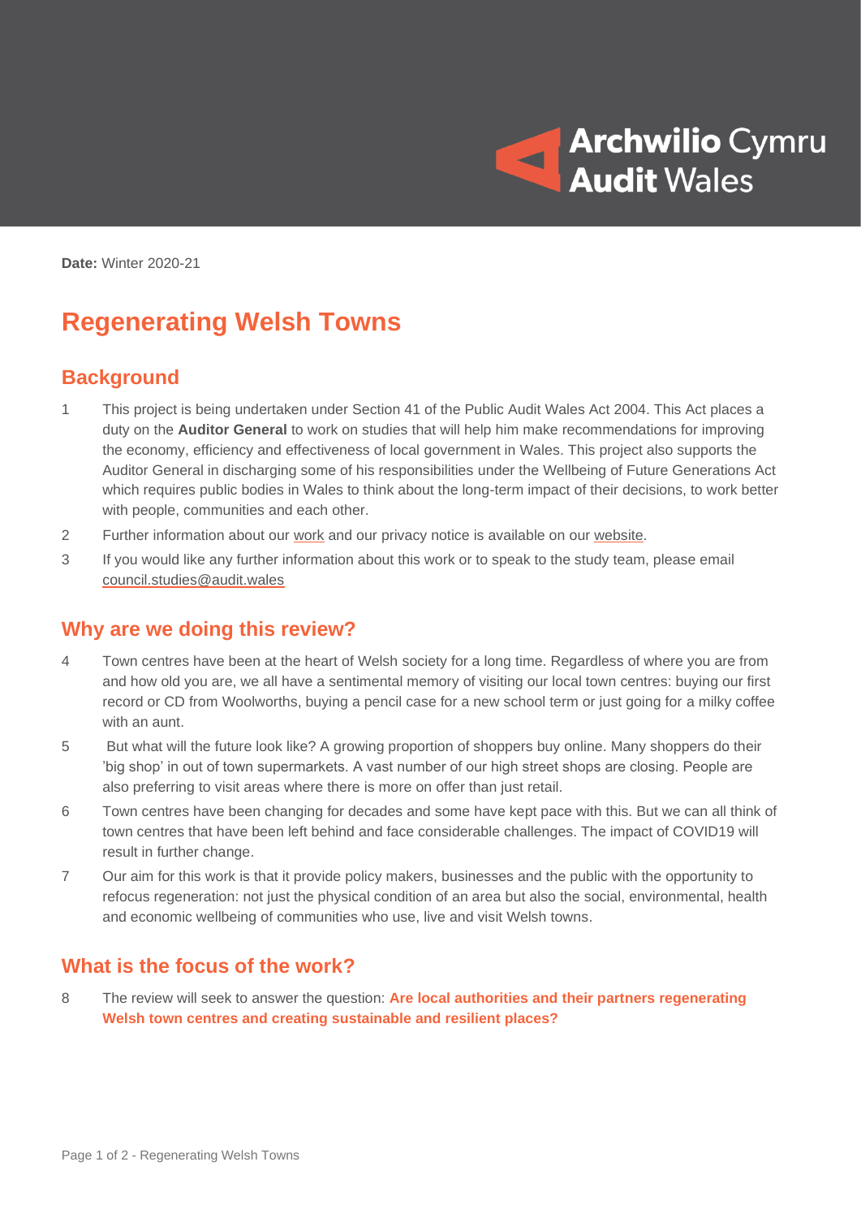Archwilio Cymru
Audit Wales

**Date:** Winter 2020-21

# Regenerating Welsh Towns

## Background

1. This project is being undertaken under Section 41 of the Public Audit Wales Act 2004. This Act places a duty on the **Auditor General** to work on studies that will help him make recommendations for improving the economy, efficiency and effectiveness of local government in Wales. This project also supports the Auditor General in discharging some of his responsibilities under the Wellbeing of Future Generations Act which requires public bodies in Wales to think about the long-term impact of their decisions, to work better with people, communities and each other.
2. Further information about our work and our privacy notice is available on our website.
3. If you would like any further information about this work or to speak to the study team, please email council.studies@audit.wales

## Why are we doing this review?

4. Town centres have been at the heart of Welsh society for a long time. Regardless of where you are from and how old you are, we all have a sentimental memory of visiting our local town centres: buying our first record or CD from Woolworths, buying a pencil case for a new school term or just going for a milky coffee with an aunt.
5. But what will the future look like? A growing proportion of shoppers buy online. Many shoppers do their 'big shop' in out of town supermarkets. A vast number of our high street shops are closing. People are also preferring to visit areas where there is more on offer than just retail.
6. Town centres have been changing for decades and some have kept pace with this. But we can all think of town centres that have been left behind and face considerable challenges. The impact of COVID19 will result in further change.
7. Our aim for this work is that it provide policy makers, businesses and the public with the opportunity to refocus regeneration: not just the physical condition of an area but also the social, environmental, health and economic wellbeing of communities who use, live and visit Welsh towns.

## What is the focus of the work?

8. The review will seek to answer the question: **Are local authorities and their partners regenerating Welsh town centres and creating sustainable and resilient places?**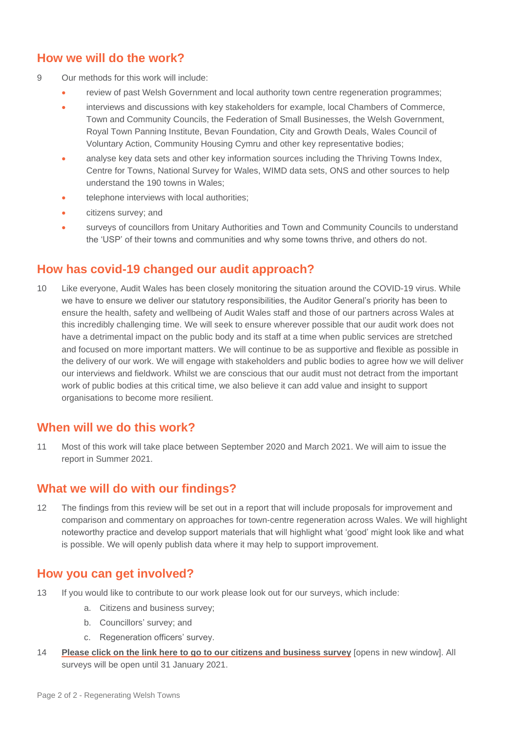## How we will do the work?

9 Our methods for this work will include:

- review of past Welsh Government and local authority town centre regeneration programmes;
- interviews and discussions with key stakeholders for example, local Chambers of Commerce, Town and Community Councils, the Federation of Small Businesses, the Welsh Government, Royal Town Panning Institute, Bevan Foundation, City and Growth Deals, Wales Council of Voluntary Action, Community Housing Cymru and other key representative bodies;
- analyse key data sets and other key information sources including the Thriving Towns Index, Centre for Towns, National Survey for Wales, WIMD data sets, ONS and other sources to help understand the 190 towns in Wales;
- telephone interviews with local authorities;
- citizens survey; and
- surveys of councillors from Unitary Authorities and Town and Community Councils to understand the 'USP' of their towns and communities and why some towns thrive, and others do not.

## How has covid-19 changed our audit approach?

10 Like everyone, Audit Wales has been closely monitoring the situation around the COVID-19 virus. While we have to ensure we deliver our statutory responsibilities, the Auditor General's priority has been to ensure the health, safety and wellbeing of Audit Wales staff and those of our partners across Wales at this incredibly challenging time. We will seek to ensure wherever possible that our audit work does not have a detrimental impact on the public body and its staff at a time when public services are stretched and focused on more important matters. We will continue to be as supportive and flexible as possible in the delivery of our work. We will engage with stakeholders and public bodies to agree how we will deliver our interviews and fieldwork. Whilst we are conscious that our audit must not detract from the important work of public bodies at this critical time, we also believe it can add value and insight to support organisations to become more resilient.

## When will we do this work?

11 Most of this work will take place between September 2020 and March 2021. We will aim to issue the report in Summer 2021.

## What we will do with our findings?

12 The findings from this review will be set out in a report that will include proposals for improvement and comparison and commentary on approaches for town-centre regeneration across Wales. We will highlight noteworthy practice and develop support materials that will highlight what 'good' might look like and what is possible. We will openly publish data where it may help to support improvement.

## How you can get involved?

13 If you would like to contribute to our work please look out for our surveys, which include:

a. Citizens and business survey;

b. Councillors' survey; and

c. Regeneration officers' survey.

14 **Please click on the link here to go to our citizens and business survey** [opens in new window]. All surveys will be open until 31 January 2021.